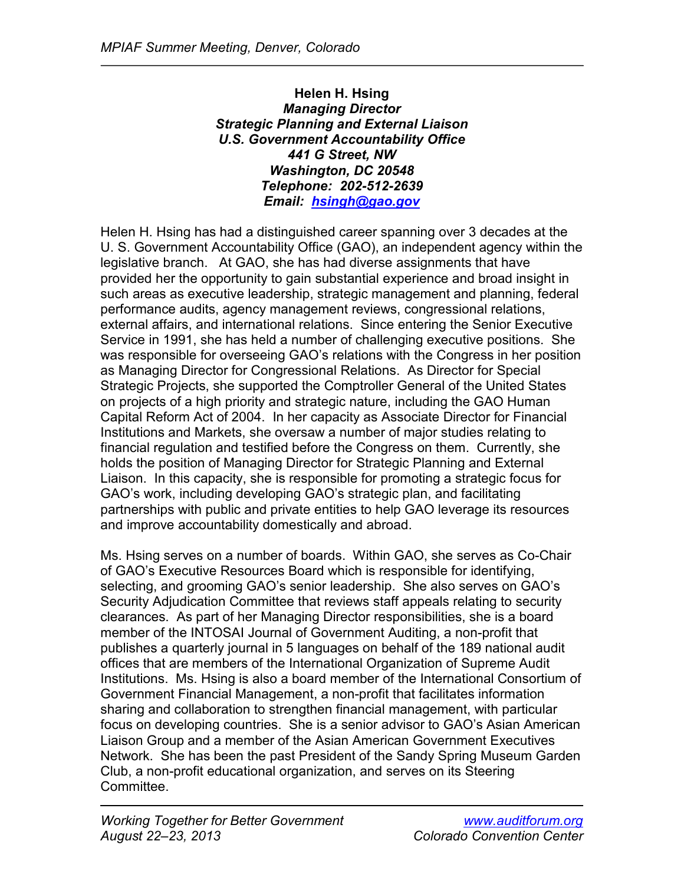**Helen H. Hsing**
***Managing Director***
***Strategic Planning and External Liaison***
***U.S. Government Accountability Office***
***441 G Street, NW***
***Washington, DC 20548***
***Telephone: 202-512-2639***
***Email: hsingh@gao.gov***

Helen H. Hsing has had a distinguished career spanning over 3 decades at the U. S. Government Accountability Office (GAO), an independent agency within the legislative branch. At GAO, she has had diverse assignments that have provided her the opportunity to gain substantial experience and broad insight in such areas as executive leadership, strategic management and planning, federal performance audits, agency management reviews, congressional relations, external affairs, and international relations. Since entering the Senior Executive Service in 1991, she has held a number of challenging executive positions. She was responsible for overseeing GAO's relations with the Congress in her position as Managing Director for Congressional Relations. As Director for Special Strategic Projects, she supported the Comptroller General of the United States on projects of a high priority and strategic nature, including the GAO Human Capital Reform Act of 2004. In her capacity as Associate Director for Financial Institutions and Markets, she oversaw a number of major studies relating to financial regulation and testified before the Congress on them. Currently, she holds the position of Managing Director for Strategic Planning and External Liaison. In this capacity, she is responsible for promoting a strategic focus for GAO's work, including developing GAO's strategic plan, and facilitating partnerships with public and private entities to help GAO leverage its resources and improve accountability domestically and abroad.

Ms. Hsing serves on a number of boards. Within GAO, she serves as Co-Chair of GAO's Executive Resources Board which is responsible for identifying, selecting, and grooming GAO's senior leadership. She also serves on GAO's Security Adjudication Committee that reviews staff appeals relating to security clearances. As part of her Managing Director responsibilities, she is a board member of the INTOSAI Journal of Government Auditing, a non-profit that publishes a quarterly journal in 5 languages on behalf of the 189 national audit offices that are members of the International Organization of Supreme Audit Institutions. Ms. Hsing is also a board member of the International Consortium of Government Financial Management, a non-profit that facilitates information sharing and collaboration to strengthen financial management, with particular focus on developing countries. She is a senior advisor to GAO's Asian American Liaison Group and a member of the Asian American Government Executives Network. She has been the past President of the Sandy Spring Museum Garden Club, a non-profit educational organization, and serves on its Steering Committee.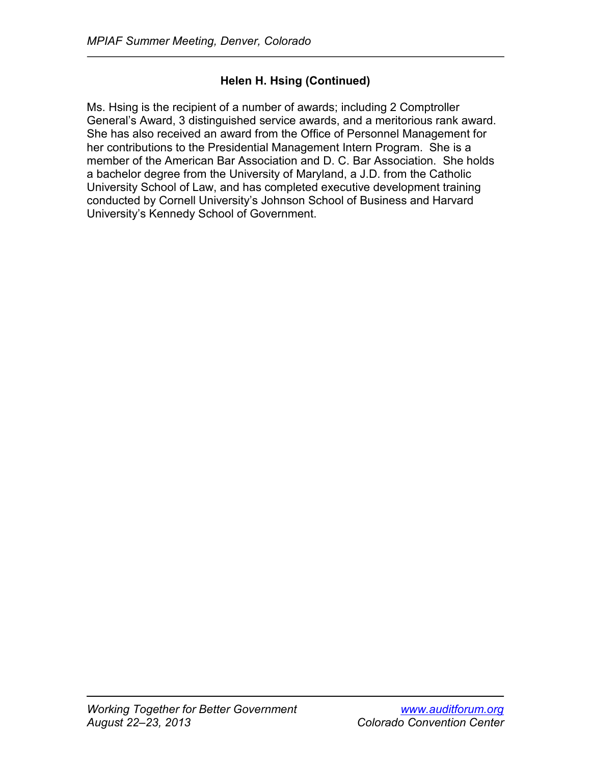### Helen H. Hsing (Continued)

Ms. Hsing is the recipient of a number of awards; including 2 Comptroller General's Award, 3 distinguished service awards, and a meritorious rank award. She has also received an award from the Office of Personnel Management for her contributions to the Presidential Management Intern Program. She is a member of the American Bar Association and D. C. Bar Association. She holds a bachelor degree from the University of Maryland, a J.D. from the Catholic University School of Law, and has completed executive development training conducted by Cornell University's Johnson School of Business and Harvard University's Kennedy School of Government.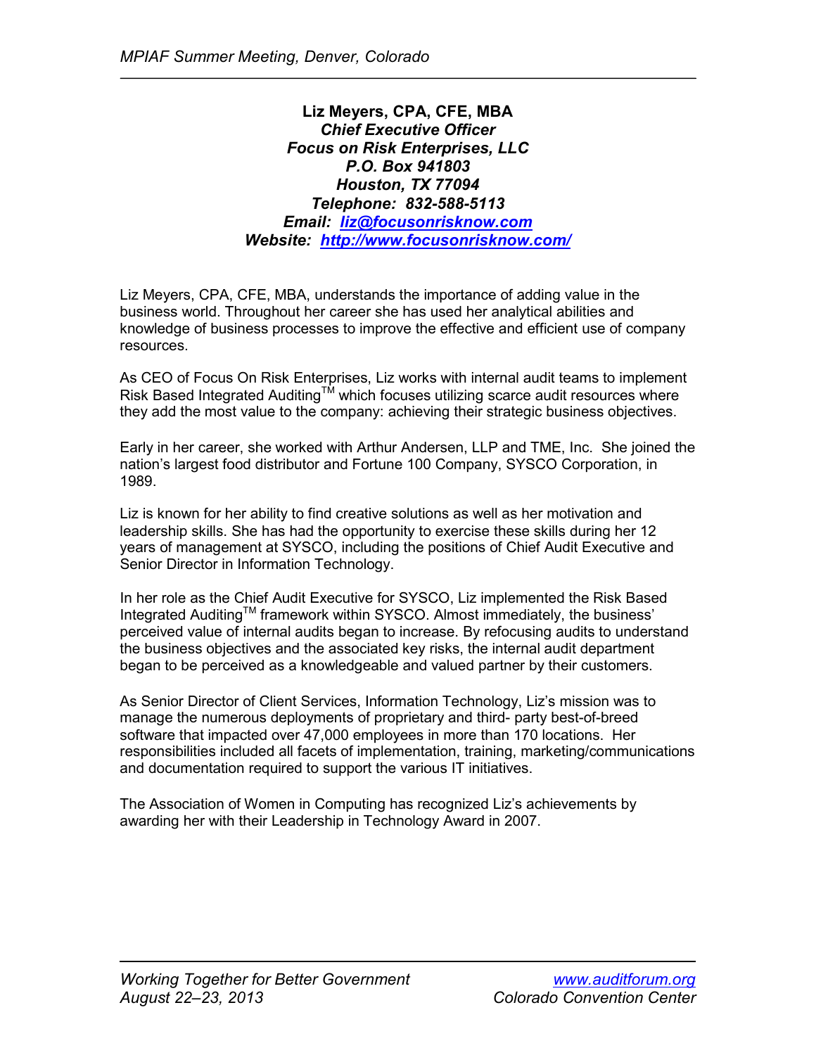**Liz Meyers, CPA, CFE, MBA**
***Chief Executive Officer***
***Focus on Risk Enterprises, LLC***
***P.O. Box 941803***
***Houston, TX 77094***
***Telephone: 832-588-5113***
***Email: [liz@focusonrisknow.com](mailto:liz@focusonrisknow.com)***
***Website: [http://www.focusonrisknow.com/](http://www.focusonrisknow.com/)***

Liz Meyers, CPA, CFE, MBA, understands the importance of adding value in the business world. Throughout her career she has used her analytical abilities and knowledge of business processes to improve the effective and efficient use of company resources.

As CEO of Focus On Risk Enterprises, Liz works with internal audit teams to implement Risk Based Integrated Auditing™ which focuses utilizing scarce audit resources where they add the most value to the company: achieving their strategic business objectives.

Early in her career, she worked with Arthur Andersen, LLP and TME, Inc. She joined the nation's largest food distributor and Fortune 100 Company, SYSCO Corporation, in 1989.

Liz is known for her ability to find creative solutions as well as her motivation and leadership skills. She has had the opportunity to exercise these skills during her 12 years of management at SYSCO, including the positions of Chief Audit Executive and Senior Director in Information Technology.

In her role as the Chief Audit Executive for SYSCO, Liz implemented the Risk Based Integrated Auditing™ framework within SYSCO. Almost immediately, the business' perceived value of internal audits began to increase. By refocusing audits to understand the business objectives and the associated key risks, the internal audit department began to be perceived as a knowledgeable and valued partner by their customers.

As Senior Director of Client Services, Information Technology, Liz's mission was to manage the numerous deployments of proprietary and third- party best-of-breed software that impacted over 47,000 employees in more than 170 locations. Her responsibilities included all facets of implementation, training, marketing/communications and documentation required to support the various IT initiatives.

The Association of Women in Computing has recognized Liz's achievements by awarding her with their Leadership in Technology Award in 2007.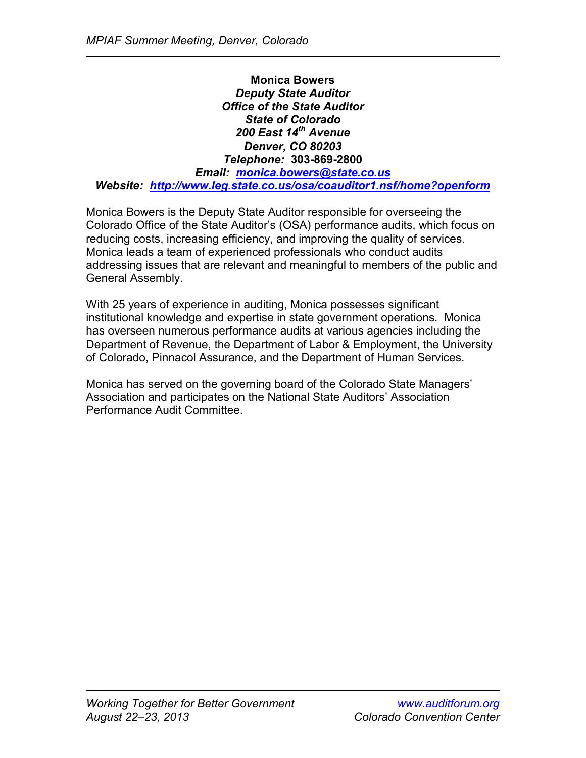**Monica Bowers**
***Deputy State Auditor***
***Office of the State Auditor***
***State of Colorado***
***200 East 14th Avenue***
***Denver, CO 80203***
***Telephone:* 303-869-2800**
***Email: monica.bowers@state.co.us***
***Website: http://www.leg.state.co.us/osa/coauditor1.nsf/home?openform***

Monica Bowers is the Deputy State Auditor responsible for overseeing the Colorado Office of the State Auditor's (OSA) performance audits, which focus on reducing costs, increasing efficiency, and improving the quality of services. Monica leads a team of experienced professionals who conduct audits addressing issues that are relevant and meaningful to members of the public and General Assembly.

With 25 years of experience in auditing, Monica possesses significant institutional knowledge and expertise in state government operations. Monica has overseen numerous performance audits at various agencies including the Department of Revenue, the Department of Labor & Employment, the University of Colorado, Pinnacol Assurance, and the Department of Human Services.

Monica has served on the governing board of the Colorado State Managers' Association and participates on the National State Auditors' Association Performance Audit Committee.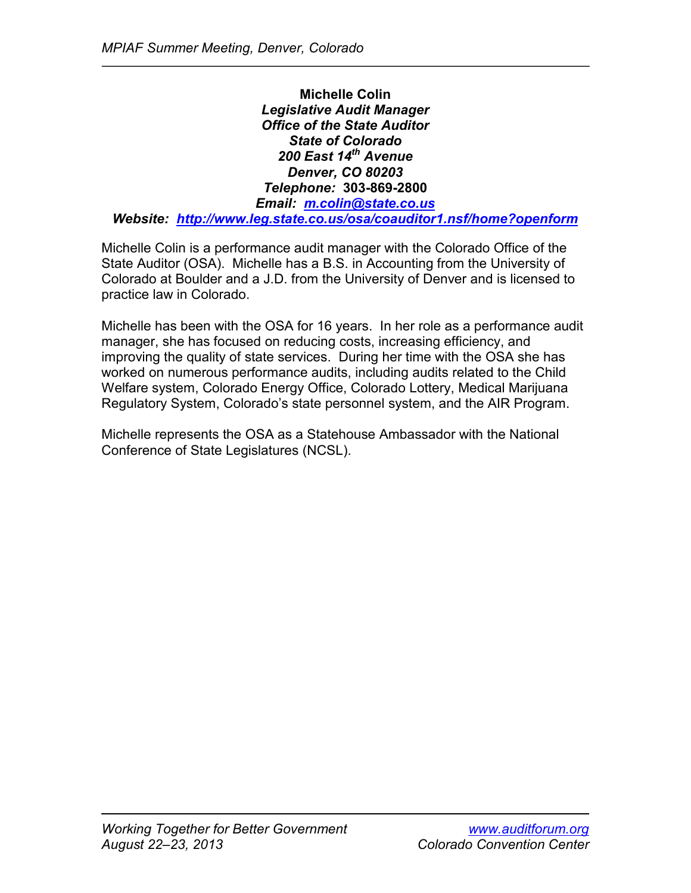**Michelle Colin**
***Legislative Audit Manager***
***Office of the State Auditor***
***State of Colorado***
***200 East 14th Avenue***
***Denver, CO 80203***
***Telephone:* 303-869-2800**
***Email: [m.colin@state.co.us](mailto:m.colin@state.co.us)***
***Website: [http://www.leg.state.co.us/osa/coauditor1.nsf/home?openform](http://www.leg.state.co.us/osa/coauditor1.nsf/home?openform)***

Michelle Colin is a performance audit manager with the Colorado Office of the State Auditor (OSA). Michelle has a B.S. in Accounting from the University of Colorado at Boulder and a J.D. from the University of Denver and is licensed to practice law in Colorado.

Michelle has been with the OSA for 16 years. In her role as a performance audit manager, she has focused on reducing costs, increasing efficiency, and improving the quality of state services. During her time with the OSA she has worked on numerous performance audits, including audits related to the Child Welfare system, Colorado Energy Office, Colorado Lottery, Medical Marijuana Regulatory System, Colorado's state personnel system, and the AIR Program.

Michelle represents the OSA as a Statehouse Ambassador with the National Conference of State Legislatures (NCSL).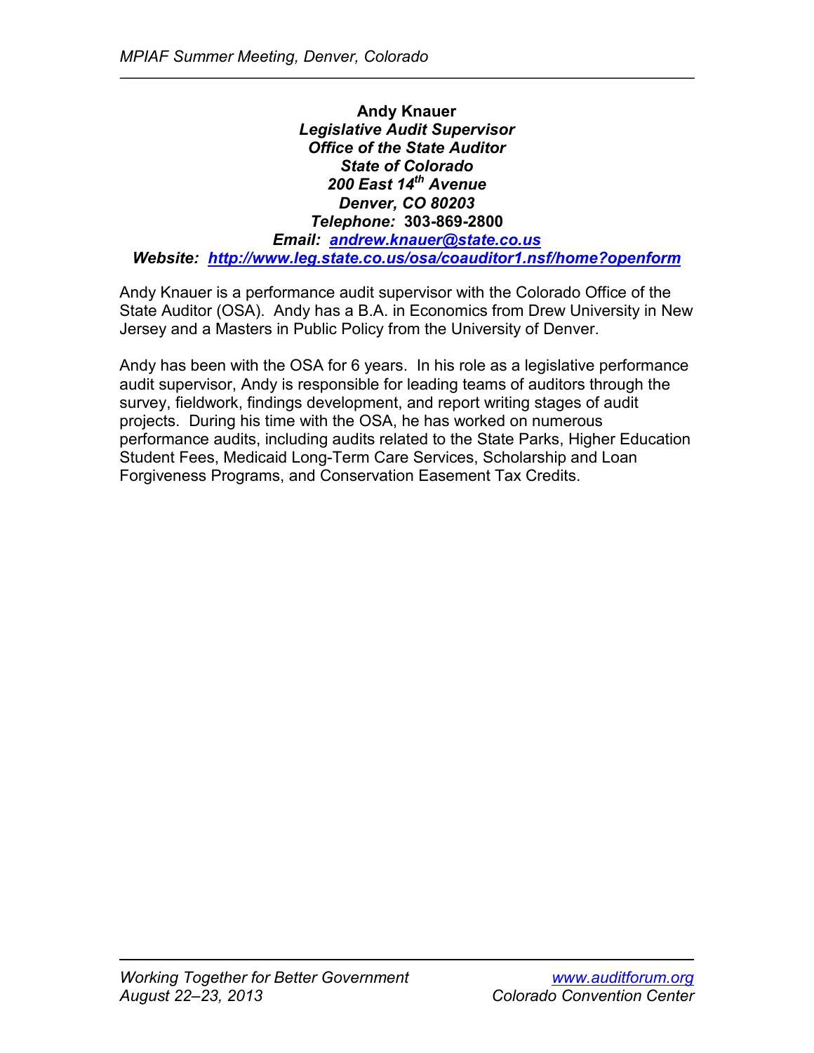**Andy Knauer**
***Legislative Audit Supervisor***
***Office of the State Auditor***
***State of Colorado***
***200 East 14th Avenue***
***Denver, CO 80203***
***Telephone:* 303-869-2800**
***Email: andrew.knauer@state.co.us***
***Website: http://www.leg.state.co.us/osa/coauditor1.nsf/home?openform***

Andy Knauer is a performance audit supervisor with the Colorado Office of the State Auditor (OSA). Andy has a B.A. in Economics from Drew University in New Jersey and a Masters in Public Policy from the University of Denver.

Andy has been with the OSA for 6 years. In his role as a legislative performance audit supervisor, Andy is responsible for leading teams of auditors through the survey, fieldwork, findings development, and report writing stages of audit projects. During his time with the OSA, he has worked on numerous performance audits, including audits related to the State Parks, Higher Education Student Fees, Medicaid Long-Term Care Services, Scholarship and Loan Forgiveness Programs, and Conservation Easement Tax Credits.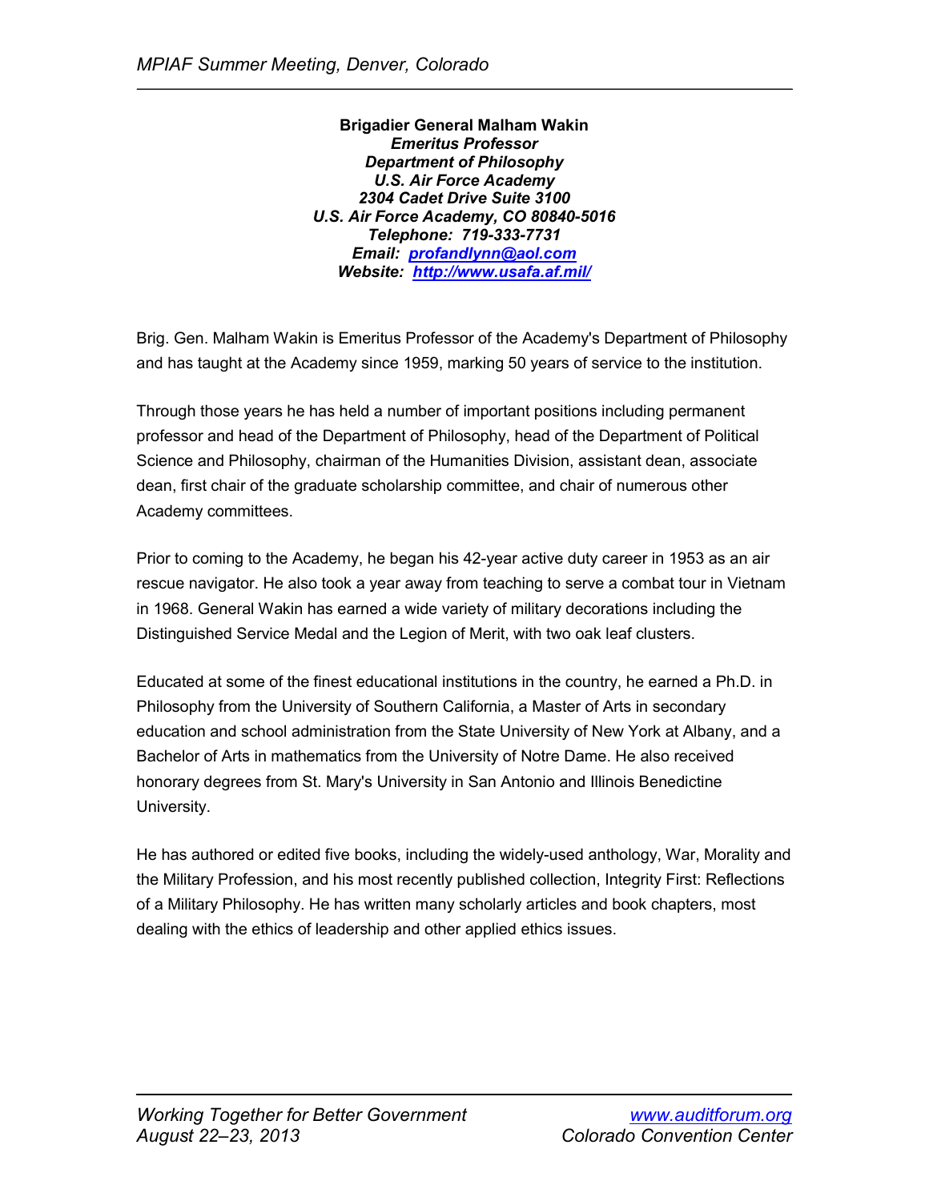**Brigadier General Malham Wakin**
***Emeritus Professor***
***Department of Philosophy***
***U.S. Air Force Academy***
***2304 Cadet Drive Suite 3100***
***U.S. Air Force Academy, CO 80840-5016***
***Telephone: 719-333-7731***
***Email: profandlynn@aol.com***
***Website: http://www.usafa.af.mil/***

Brig. Gen. Malham Wakin is Emeritus Professor of the Academy's Department of Philosophy and has taught at the Academy since 1959, marking 50 years of service to the institution.

Through those years he has held a number of important positions including permanent professor and head of the Department of Philosophy, head of the Department of Political Science and Philosophy, chairman of the Humanities Division, assistant dean, associate dean, first chair of the graduate scholarship committee, and chair of numerous other Academy committees.

Prior to coming to the Academy, he began his 42-year active duty career in 1953 as an air rescue navigator. He also took a year away from teaching to serve a combat tour in Vietnam in 1968. General Wakin has earned a wide variety of military decorations including the Distinguished Service Medal and the Legion of Merit, with two oak leaf clusters.

Educated at some of the finest educational institutions in the country, he earned a Ph.D. in Philosophy from the University of Southern California, a Master of Arts in secondary education and school administration from the State University of New York at Albany, and a Bachelor of Arts in mathematics from the University of Notre Dame. He also received honorary degrees from St. Mary's University in San Antonio and Illinois Benedictine University.

He has authored or edited five books, including the widely-used anthology, War, Morality and the Military Profession, and his most recently published collection, Integrity First: Reflections of a Military Philosophy. He has written many scholarly articles and book chapters, most dealing with the ethics of leadership and other applied ethics issues.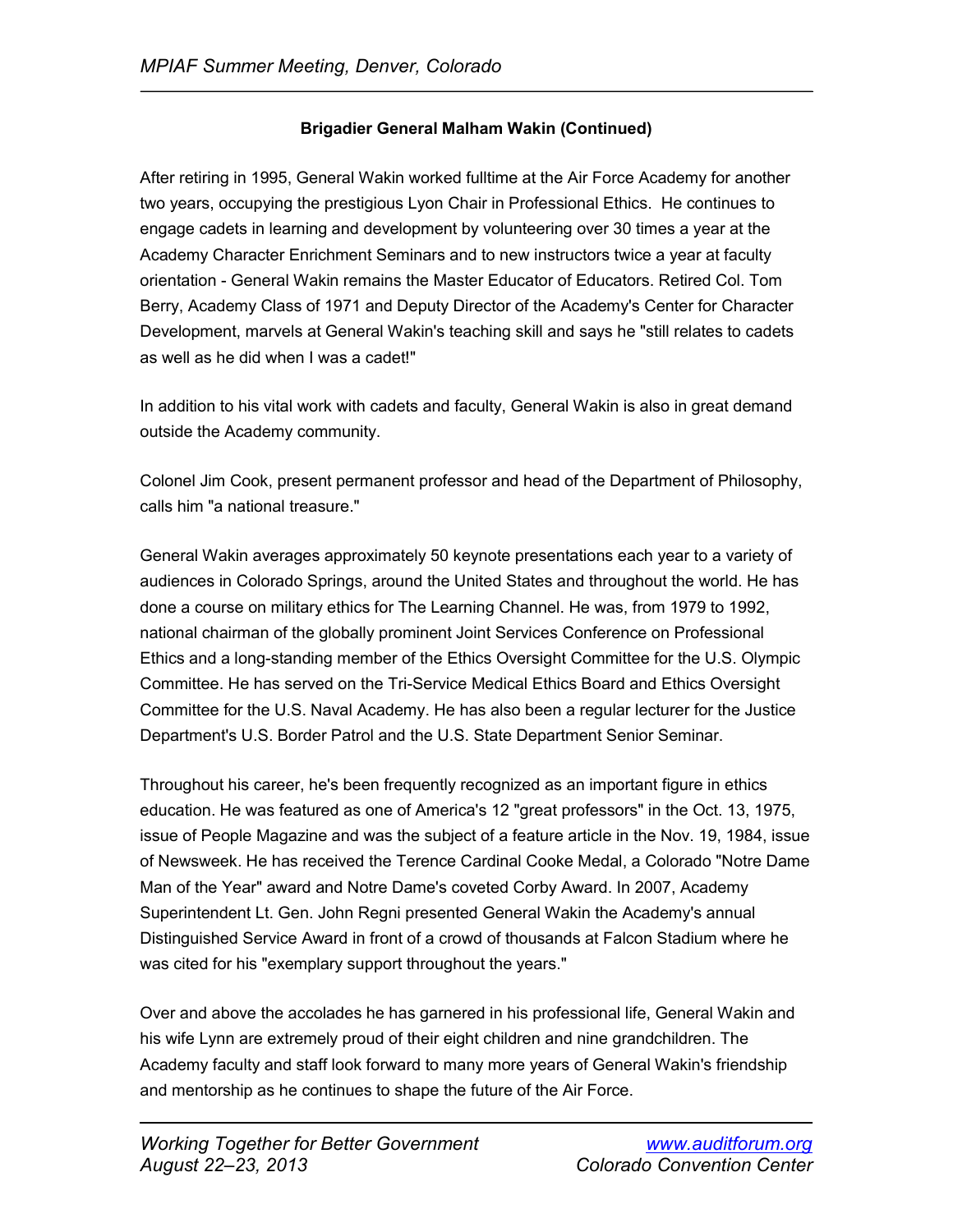**Brigadier General Malham Wakin (Continued)**

After retiring in 1995, General Wakin worked fulltime at the Air Force Academy for another two years, occupying the prestigious Lyon Chair in Professional Ethics. He continues to engage cadets in learning and development by volunteering over 30 times a year at the Academy Character Enrichment Seminars and to new instructors twice a year at faculty orientation - General Wakin remains the Master Educator of Educators. Retired Col. Tom Berry, Academy Class of 1971 and Deputy Director of the Academy's Center for Character Development, marvels at General Wakin's teaching skill and says he "still relates to cadets as well as he did when I was a cadet!"

In addition to his vital work with cadets and faculty, General Wakin is also in great demand outside the Academy community.

Colonel Jim Cook, present permanent professor and head of the Department of Philosophy, calls him "a national treasure."

General Wakin averages approximately 50 keynote presentations each year to a variety of audiences in Colorado Springs, around the United States and throughout the world. He has done a course on military ethics for The Learning Channel. He was, from 1979 to 1992, national chairman of the globally prominent Joint Services Conference on Professional Ethics and a long-standing member of the Ethics Oversight Committee for the U.S. Olympic Committee. He has served on the Tri-Service Medical Ethics Board and Ethics Oversight Committee for the U.S. Naval Academy. He has also been a regular lecturer for the Justice Department's U.S. Border Patrol and the U.S. State Department Senior Seminar.

Throughout his career, he's been frequently recognized as an important figure in ethics education. He was featured as one of America's 12 "great professors" in the Oct. 13, 1975, issue of People Magazine and was the subject of a feature article in the Nov. 19, 1984, issue of Newsweek. He has received the Terence Cardinal Cooke Medal, a Colorado "Notre Dame Man of the Year" award and Notre Dame's coveted Corby Award. In 2007, Academy Superintendent Lt. Gen. John Regni presented General Wakin the Academy's annual Distinguished Service Award in front of a crowd of thousands at Falcon Stadium where he was cited for his "exemplary support throughout the years."

Over and above the accolades he has garnered in his professional life, General Wakin and his wife Lynn are extremely proud of their eight children and nine grandchildren. The Academy faculty and staff look forward to many more years of General Wakin's friendship and mentorship as he continues to shape the future of the Air Force.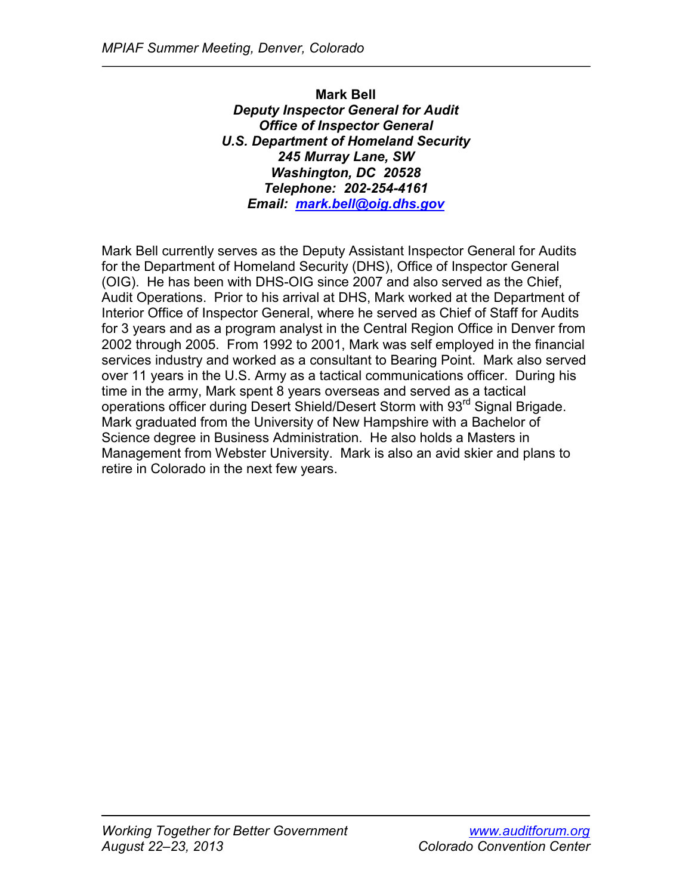**Mark Bell**
***Deputy Inspector General for Audit***
***Office of Inspector General***
***U.S. Department of Homeland Security***
***245 Murray Lane, SW***
***Washington, DC 20528***
***Telephone: 202-254-4161***
***Email: mark.bell@oig.dhs.gov***

Mark Bell currently serves as the Deputy Assistant Inspector General for Audits for the Department of Homeland Security (DHS), Office of Inspector General (OIG). He has been with DHS-OIG since 2007 and also served as the Chief, Audit Operations. Prior to his arrival at DHS, Mark worked at the Department of Interior Office of Inspector General, where he served as Chief of Staff for Audits for 3 years and as a program analyst in the Central Region Office in Denver from 2002 through 2005. From 1992 to 2001, Mark was self employed in the financial services industry and worked as a consultant to Bearing Point. Mark also served over 11 years in the U.S. Army as a tactical communications officer. During his time in the army, Mark spent 8 years overseas and served as a tactical operations officer during Desert Shield/Desert Storm with 93rd Signal Brigade. Mark graduated from the University of New Hampshire with a Bachelor of Science degree in Business Administration. He also holds a Masters in Management from Webster University. Mark is also an avid skier and plans to retire in Colorado in the next few years.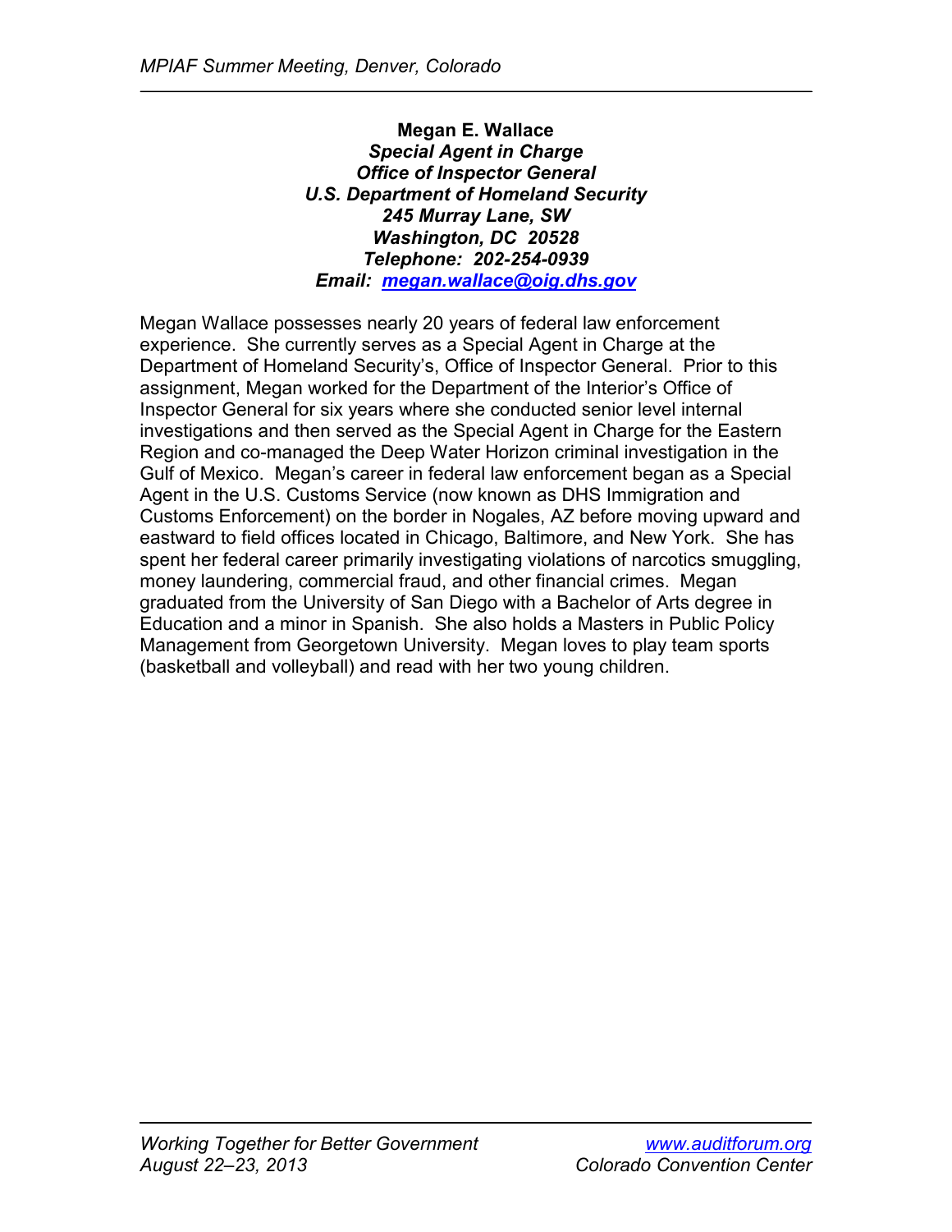**Megan E. Wallace**
***Special Agent in Charge***
***Office of Inspector General***
***U.S. Department of Homeland Security***
***245 Murray Lane, SW***
***Washington, DC 20528***
***Telephone: 202-254-0939***
***Email: megan.wallace@oig.dhs.gov***

Megan Wallace possesses nearly 20 years of federal law enforcement experience. She currently serves as a Special Agent in Charge at the Department of Homeland Security's, Office of Inspector General. Prior to this assignment, Megan worked for the Department of the Interior's Office of Inspector General for six years where she conducted senior level internal investigations and then served as the Special Agent in Charge for the Eastern Region and co-managed the Deep Water Horizon criminal investigation in the Gulf of Mexico. Megan's career in federal law enforcement began as a Special Agent in the U.S. Customs Service (now known as DHS Immigration and Customs Enforcement) on the border in Nogales, AZ before moving upward and eastward to field offices located in Chicago, Baltimore, and New York. She has spent her federal career primarily investigating violations of narcotics smuggling, money laundering, commercial fraud, and other financial crimes. Megan graduated from the University of San Diego with a Bachelor of Arts degree in Education and a minor in Spanish. She also holds a Masters in Public Policy Management from Georgetown University. Megan loves to play team sports (basketball and volleyball) and read with her two young children.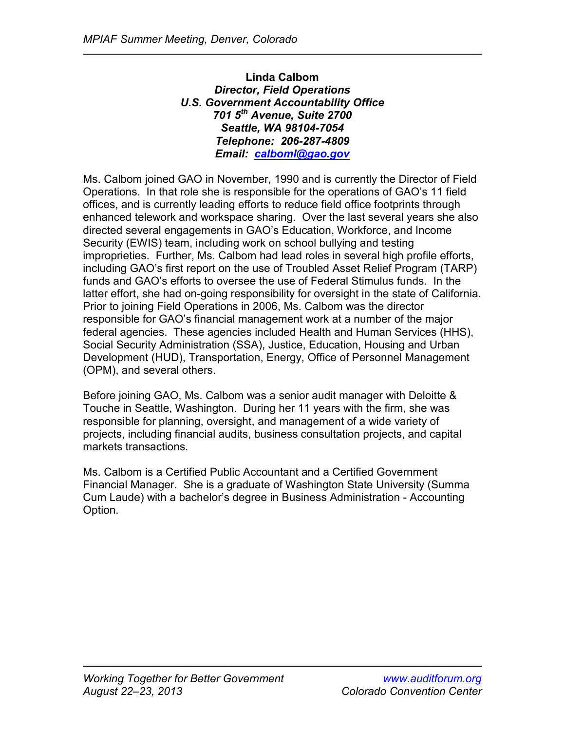**Linda Calbom**
***Director, Field Operations***
***U.S. Government Accountability Office***
***701 5th Avenue, Suite 2700***
***Seattle, WA 98104-7054***
***Telephone: 206-287-4809***
***Email: calboml@gao.gov***

Ms. Calbom joined GAO in November, 1990 and is currently the Director of Field Operations. In that role she is responsible for the operations of GAO's 11 field offices, and is currently leading efforts to reduce field office footprints through enhanced telework and workspace sharing. Over the last several years she also directed several engagements in GAO's Education, Workforce, and Income Security (EWIS) team, including work on school bullying and testing improprieties. Further, Ms. Calbom had lead roles in several high profile efforts, including GAO's first report on the use of Troubled Asset Relief Program (TARP) funds and GAO's efforts to oversee the use of Federal Stimulus funds. In the latter effort, she had on-going responsibility for oversight in the state of California. Prior to joining Field Operations in 2006, Ms. Calbom was the director responsible for GAO's financial management work at a number of the major federal agencies. These agencies included Health and Human Services (HHS), Social Security Administration (SSA), Justice, Education, Housing and Urban Development (HUD), Transportation, Energy, Office of Personnel Management (OPM), and several others.

Before joining GAO, Ms. Calbom was a senior audit manager with Deloitte & Touche in Seattle, Washington. During her 11 years with the firm, she was responsible for planning, oversight, and management of a wide variety of projects, including financial audits, business consultation projects, and capital markets transactions.

Ms. Calbom is a Certified Public Accountant and a Certified Government Financial Manager. She is a graduate of Washington State University (Summa Cum Laude) with a bachelor's degree in Business Administration - Accounting Option.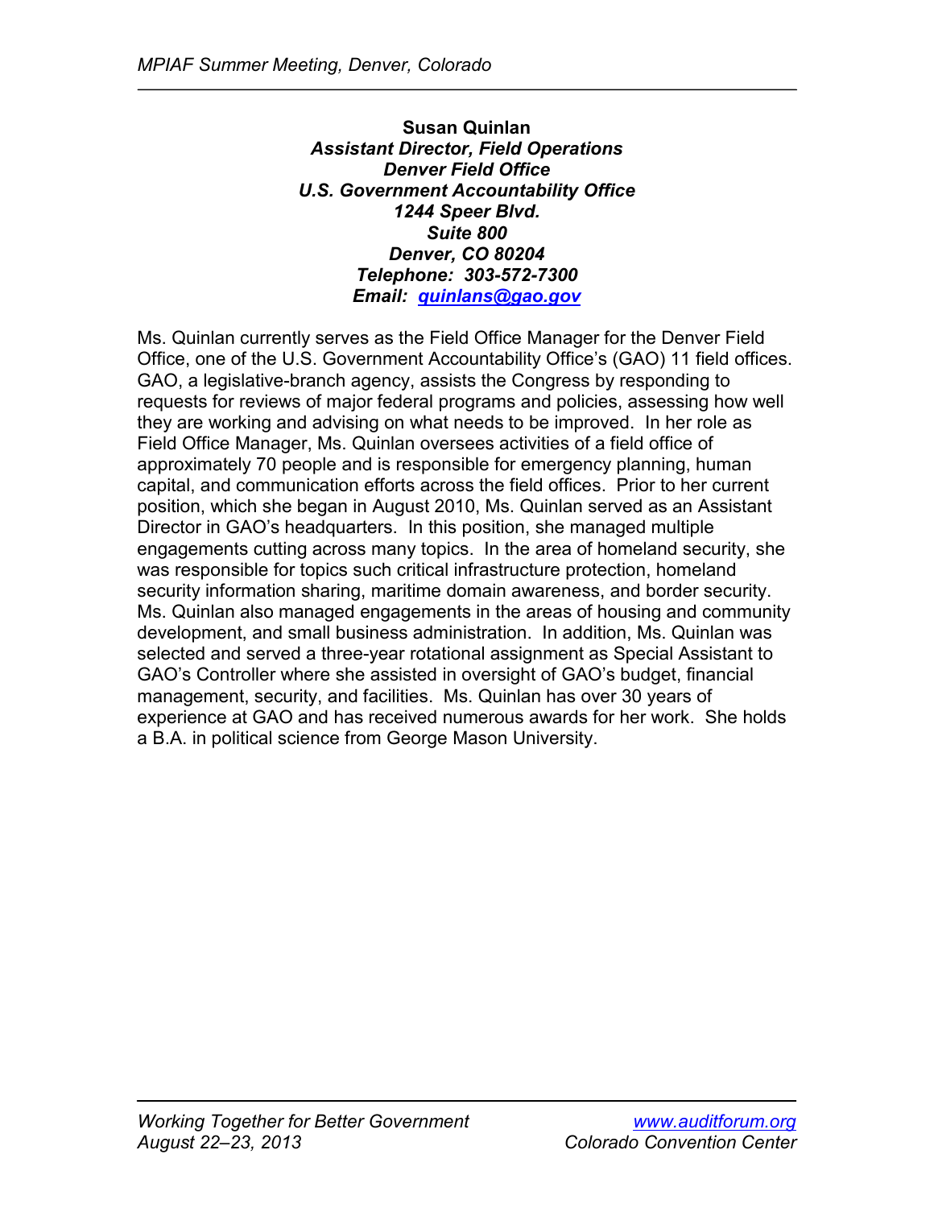**Susan Quinlan**
***Assistant Director, Field Operations***
***Denver Field Office***
***U.S. Government Accountability Office***
***1244 Speer Blvd.***
***Suite 800***
***Denver, CO 80204***
***Telephone: 303-572-7300***
***Email: quinlans@gao.gov***

Ms. Quinlan currently serves as the Field Office Manager for the Denver Field Office, one of the U.S. Government Accountability Office's (GAO) 11 field offices. GAO, a legislative-branch agency, assists the Congress by responding to requests for reviews of major federal programs and policies, assessing how well they are working and advising on what needs to be improved. In her role as Field Office Manager, Ms. Quinlan oversees activities of a field office of approximately 70 people and is responsible for emergency planning, human capital, and communication efforts across the field offices. Prior to her current position, which she began in August 2010, Ms. Quinlan served as an Assistant Director in GAO's headquarters. In this position, she managed multiple engagements cutting across many topics. In the area of homeland security, she was responsible for topics such critical infrastructure protection, homeland security information sharing, maritime domain awareness, and border security. Ms. Quinlan also managed engagements in the areas of housing and community development, and small business administration. In addition, Ms. Quinlan was selected and served a three-year rotational assignment as Special Assistant to GAO's Controller where she assisted in oversight of GAO's budget, financial management, security, and facilities. Ms. Quinlan has over 30 years of experience at GAO and has received numerous awards for her work. She holds a B.A. in political science from George Mason University.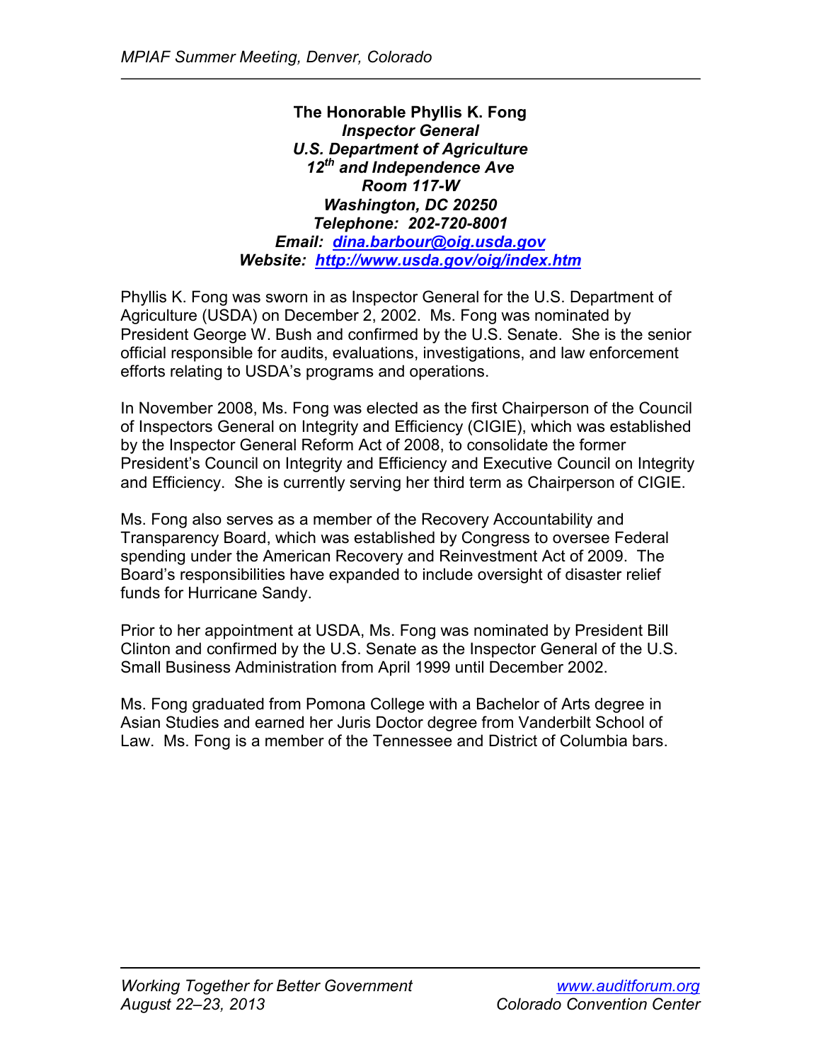**The Honorable Phyllis K. Fong**
***Inspector General***
***U.S. Department of Agriculture***
***12th and Independence Ave***
***Room 117-W***
***Washington, DC 20250***
***Telephone: 202-720-8001***
***Email: dina.barbour@oig.usda.gov***
***Website: http://www.usda.gov/oig/index.htm***

Phyllis K. Fong was sworn in as Inspector General for the U.S. Department of Agriculture (USDA) on December 2, 2002. Ms. Fong was nominated by President George W. Bush and confirmed by the U.S. Senate. She is the senior official responsible for audits, evaluations, investigations, and law enforcement efforts relating to USDA's programs and operations.

In November 2008, Ms. Fong was elected as the first Chairperson of the Council of Inspectors General on Integrity and Efficiency (CIGIE), which was established by the Inspector General Reform Act of 2008, to consolidate the former President's Council on Integrity and Efficiency and Executive Council on Integrity and Efficiency. She is currently serving her third term as Chairperson of CIGIE.

Ms. Fong also serves as a member of the Recovery Accountability and Transparency Board, which was established by Congress to oversee Federal spending under the American Recovery and Reinvestment Act of 2009. The Board's responsibilities have expanded to include oversight of disaster relief funds for Hurricane Sandy.

Prior to her appointment at USDA, Ms. Fong was nominated by President Bill Clinton and confirmed by the U.S. Senate as the Inspector General of the U.S. Small Business Administration from April 1999 until December 2002.

Ms. Fong graduated from Pomona College with a Bachelor of Arts degree in Asian Studies and earned her Juris Doctor degree from Vanderbilt School of Law. Ms. Fong is a member of the Tennessee and District of Columbia bars.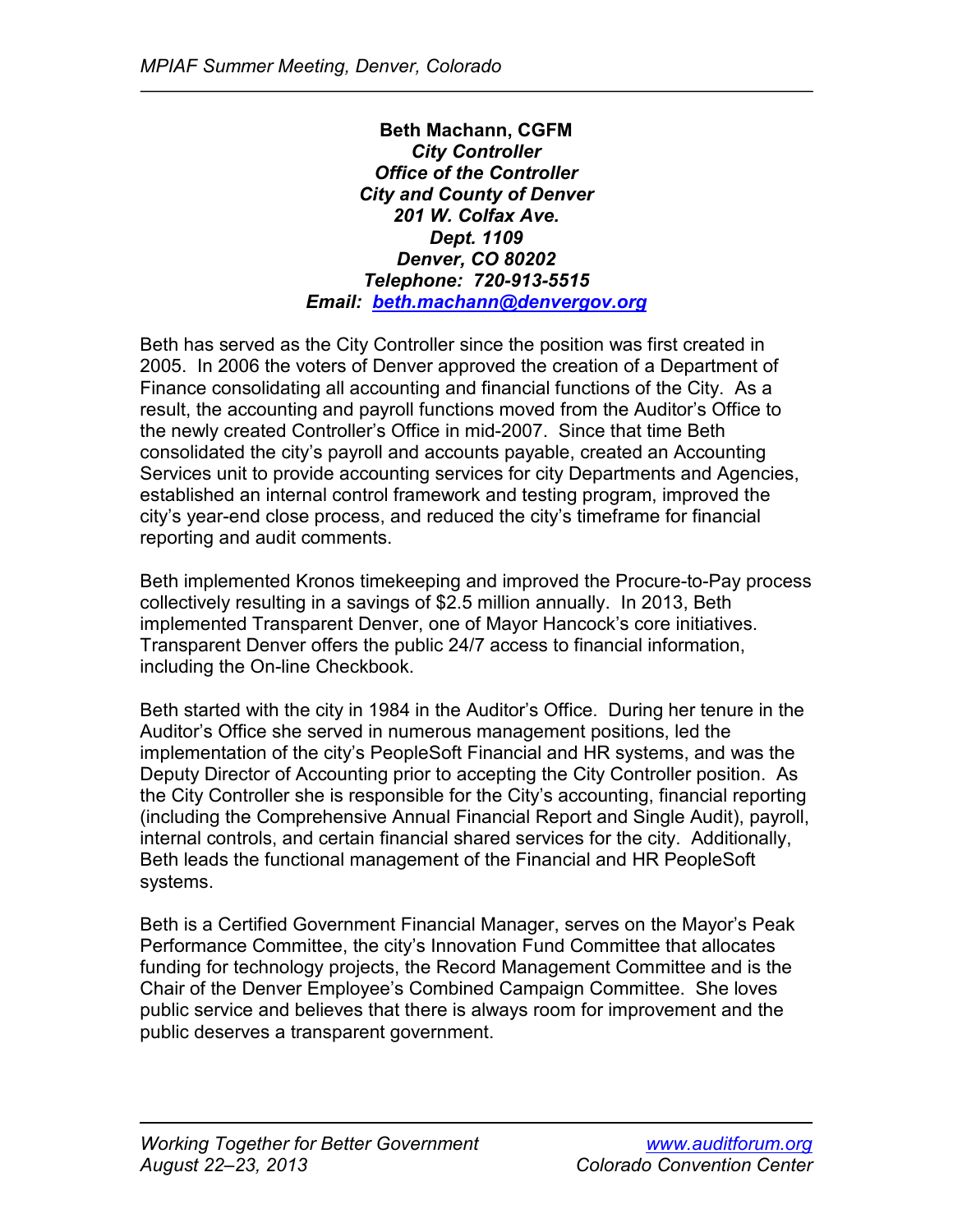**Beth Machann, CGFM**
***City Controller***
***Office of the Controller***
***City and County of Denver***
***201 W. Colfax Ave.***
***Dept. 1109***
***Denver, CO 80202***
***Telephone: 720-913-5515***
***Email: beth.machann@denvergov.org***

Beth has served as the City Controller since the position was first created in 2005. In 2006 the voters of Denver approved the creation of a Department of Finance consolidating all accounting and financial functions of the City. As a result, the accounting and payroll functions moved from the Auditor's Office to the newly created Controller's Office in mid-2007. Since that time Beth consolidated the city's payroll and accounts payable, created an Accounting Services unit to provide accounting services for city Departments and Agencies, established an internal control framework and testing program, improved the city's year-end close process, and reduced the city's timeframe for financial reporting and audit comments.

Beth implemented Kronos timekeeping and improved the Procure-to-Pay process collectively resulting in a savings of $2.5 million annually. In 2013, Beth implemented Transparent Denver, one of Mayor Hancock's core initiatives. Transparent Denver offers the public 24/7 access to financial information, including the On-line Checkbook.

Beth started with the city in 1984 in the Auditor's Office. During her tenure in the Auditor's Office she served in numerous management positions, led the implementation of the city's PeopleSoft Financial and HR systems, and was the Deputy Director of Accounting prior to accepting the City Controller position. As the City Controller she is responsible for the City's accounting, financial reporting (including the Comprehensive Annual Financial Report and Single Audit), payroll, internal controls, and certain financial shared services for the city. Additionally, Beth leads the functional management of the Financial and HR PeopleSoft systems.

Beth is a Certified Government Financial Manager, serves on the Mayor's Peak Performance Committee, the city's Innovation Fund Committee that allocates funding for technology projects, the Record Management Committee and is the Chair of the Denver Employee's Combined Campaign Committee. She loves public service and believes that there is always room for improvement and the public deserves a transparent government.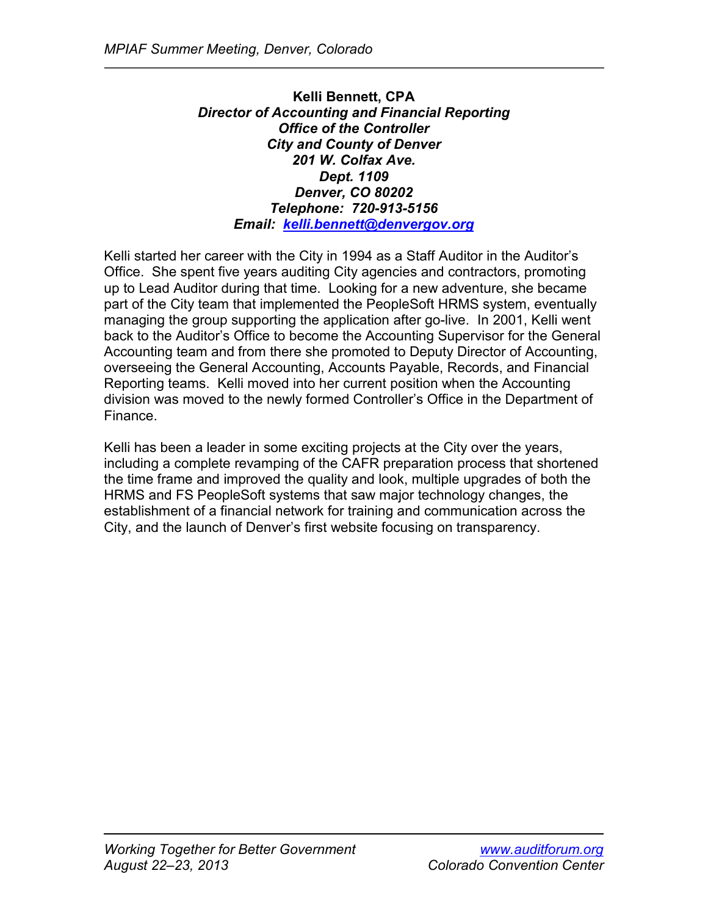**Kelli Bennett, CPA**
***Director of Accounting and Financial Reporting***
***Office of the Controller***
***City and County of Denver***
***201 W. Colfax Ave.***
***Dept. 1109***
***Denver, CO 80202***
***Telephone: 720-913-5156***
***Email: kelli.bennett@denvergov.org***

Kelli started her career with the City in 1994 as a Staff Auditor in the Auditor's Office. She spent five years auditing City agencies and contractors, promoting up to Lead Auditor during that time. Looking for a new adventure, she became part of the City team that implemented the PeopleSoft HRMS system, eventually managing the group supporting the application after go-live. In 2001, Kelli went back to the Auditor's Office to become the Accounting Supervisor for the General Accounting team and from there she promoted to Deputy Director of Accounting, overseeing the General Accounting, Accounts Payable, Records, and Financial Reporting teams. Kelli moved into her current position when the Accounting division was moved to the newly formed Controller's Office in the Department of Finance.

Kelli has been a leader in some exciting projects at the City over the years, including a complete revamping of the CAFR preparation process that shortened the time frame and improved the quality and look, multiple upgrades of both the HRMS and FS PeopleSoft systems that saw major technology changes, the establishment of a financial network for training and communication across the City, and the launch of Denver's first website focusing on transparency.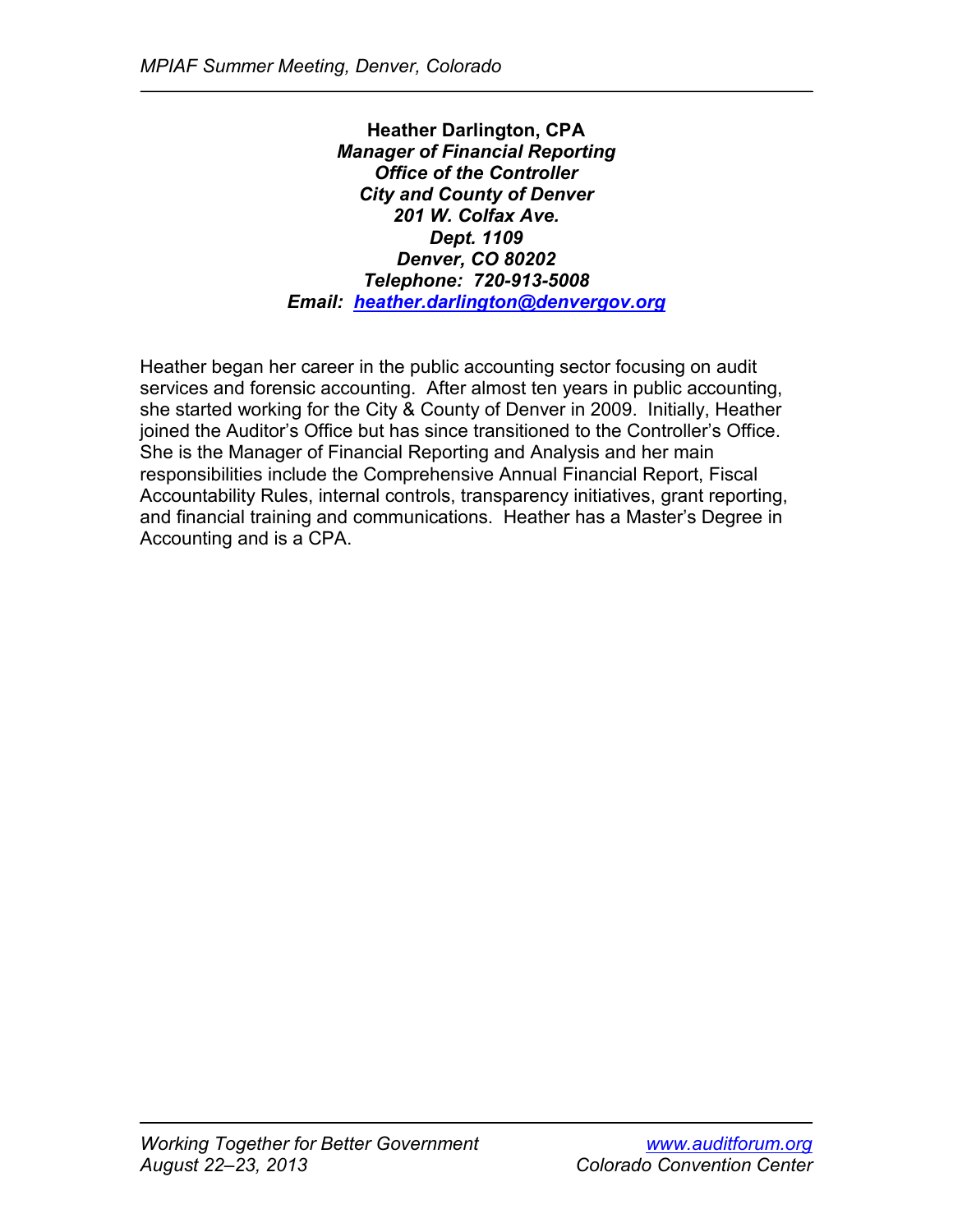**Heather Darlington, CPA**
***Manager of Financial Reporting***
***Office of the Controller***
***City and County of Denver***
***201 W. Colfax Ave.***
***Dept. 1109***
***Denver, CO 80202***
***Telephone: 720-913-5008***
***Email: heather.darlington@denvergov.org***

Heather began her career in the public accounting sector focusing on audit services and forensic accounting. After almost ten years in public accounting, she started working for the City & County of Denver in 2009. Initially, Heather joined the Auditor's Office but has since transitioned to the Controller's Office. She is the Manager of Financial Reporting and Analysis and her main responsibilities include the Comprehensive Annual Financial Report, Fiscal Accountability Rules, internal controls, transparency initiatives, grant reporting, and financial training and communications. Heather has a Master's Degree in Accounting and is a CPA.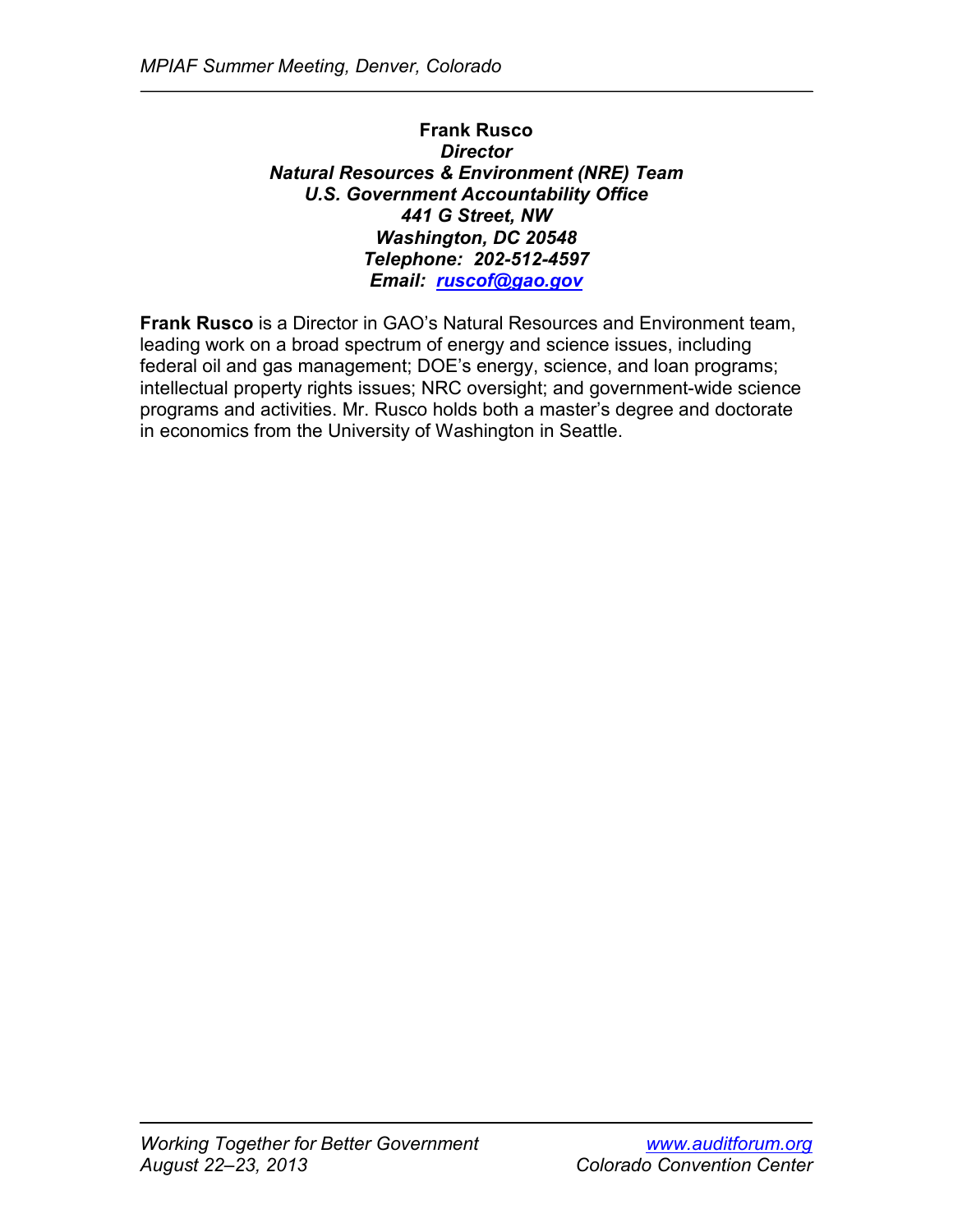**Frank Rusco**
***Director***
***Natural Resources & Environment (NRE) Team***
***U.S. Government Accountability Office***
***441 G Street, NW***
***Washington, DC 20548***
***Telephone: 202-512-4597***
***Email: [ruscof@gao.gov](mailto:ruscof@gao.gov)***

**Frank Rusco** is a Director in GAO's Natural Resources and Environment team, leading work on a broad spectrum of energy and science issues, including federal oil and gas management; DOE's energy, science, and loan programs; intellectual property rights issues; NRC oversight; and government-wide science programs and activities. Mr. Rusco holds both a master's degree and doctorate in economics from the University of Washington in Seattle.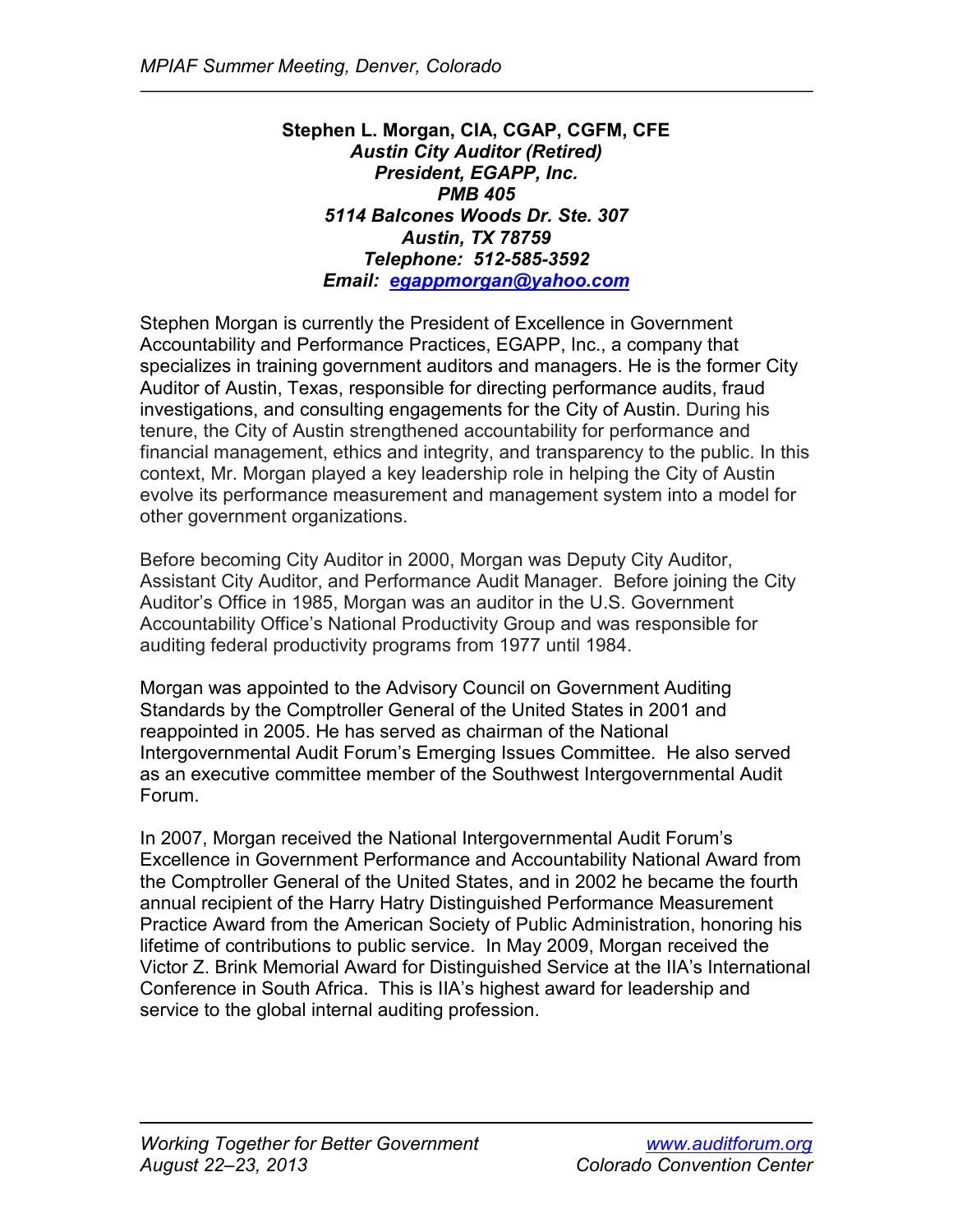**Stephen L. Morgan, CIA, CGAP, CGFM, CFE**
***Austin City Auditor (Retired)***
***President, EGAPP, Inc.***
***PMB 405***
***5114 Balcones Woods Dr. Ste. 307***
***Austin, TX 78759***
***Telephone: 512-585-3592***
***Email: egappmorgan@yahoo.com***

Stephen Morgan is currently the President of Excellence in Government Accountability and Performance Practices, EGAPP, Inc., a company that specializes in training government auditors and managers. He is the former City Auditor of Austin, Texas, responsible for directing performance audits, fraud investigations, and consulting engagements for the City of Austin. During his tenure, the City of Austin strengthened accountability for performance and financial management, ethics and integrity, and transparency to the public. In this context, Mr. Morgan played a key leadership role in helping the City of Austin evolve its performance measurement and management system into a model for other government organizations.

Before becoming City Auditor in 2000, Morgan was Deputy City Auditor, Assistant City Auditor, and Performance Audit Manager. Before joining the City Auditor's Office in 1985, Morgan was an auditor in the U.S. Government Accountability Office's National Productivity Group and was responsible for auditing federal productivity programs from 1977 until 1984.

Morgan was appointed to the Advisory Council on Government Auditing Standards by the Comptroller General of the United States in 2001 and reappointed in 2005. He has served as chairman of the National Intergovernmental Audit Forum's Emerging Issues Committee. He also served as an executive committee member of the Southwest Intergovernmental Audit Forum.

In 2007, Morgan received the National Intergovernmental Audit Forum's Excellence in Government Performance and Accountability National Award from the Comptroller General of the United States, and in 2002 he became the fourth annual recipient of the Harry Hatry Distinguished Performance Measurement Practice Award from the American Society of Public Administration, honoring his lifetime of contributions to public service. In May 2009, Morgan received the Victor Z. Brink Memorial Award for Distinguished Service at the IIA's International Conference in South Africa. This is IIA's highest award for leadership and service to the global internal auditing profession.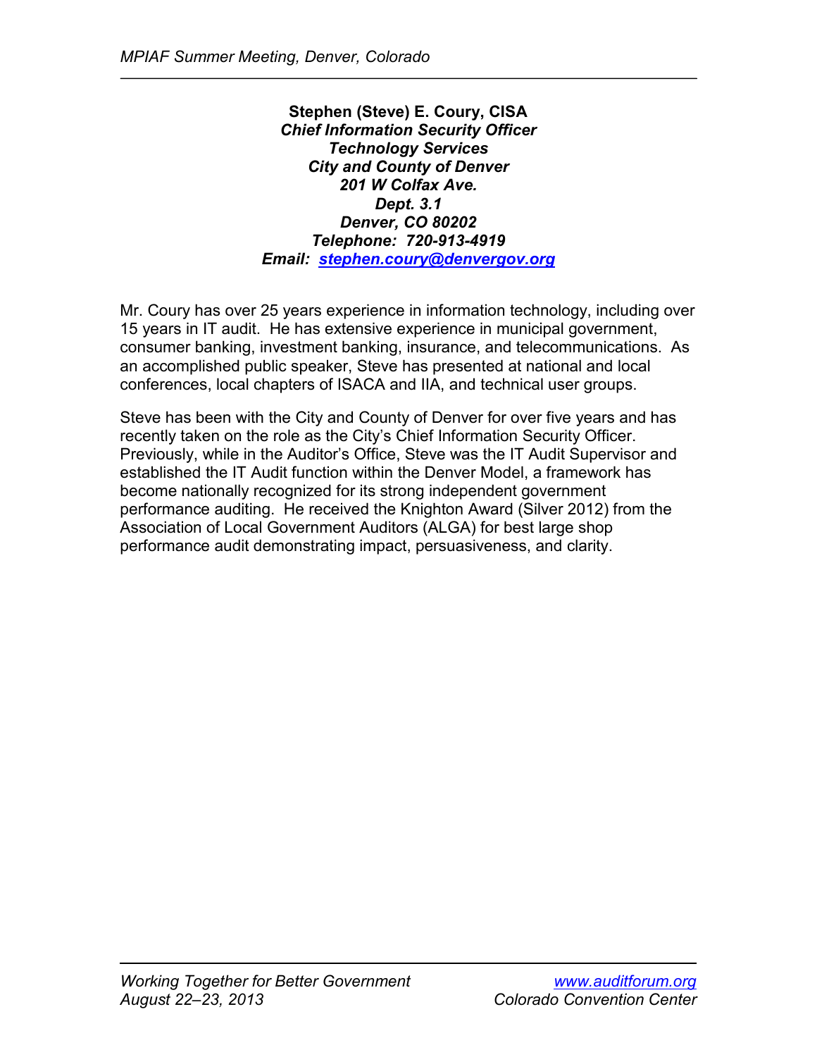**Stephen (Steve) E. Coury, CISA**
***Chief Information Security Officer***
***Technology Services***
***City and County of Denver***
***201 W Colfax Ave.***
***Dept. 3.1***
***Denver, CO 80202***
***Telephone: 720-913-4919***
***Email: stephen.coury@denvergov.org***

Mr. Coury has over 25 years experience in information technology, including over 15 years in IT audit. He has extensive experience in municipal government, consumer banking, investment banking, insurance, and telecommunications. As an accomplished public speaker, Steve has presented at national and local conferences, local chapters of ISACA and IIA, and technical user groups.

Steve has been with the City and County of Denver for over five years and has recently taken on the role as the City's Chief Information Security Officer. Previously, while in the Auditor's Office, Steve was the IT Audit Supervisor and established the IT Audit function within the Denver Model, a framework has become nationally recognized for its strong independent government performance auditing. He received the Knighton Award (Silver 2012) from the Association of Local Government Auditors (ALGA) for best large shop performance audit demonstrating impact, persuasiveness, and clarity.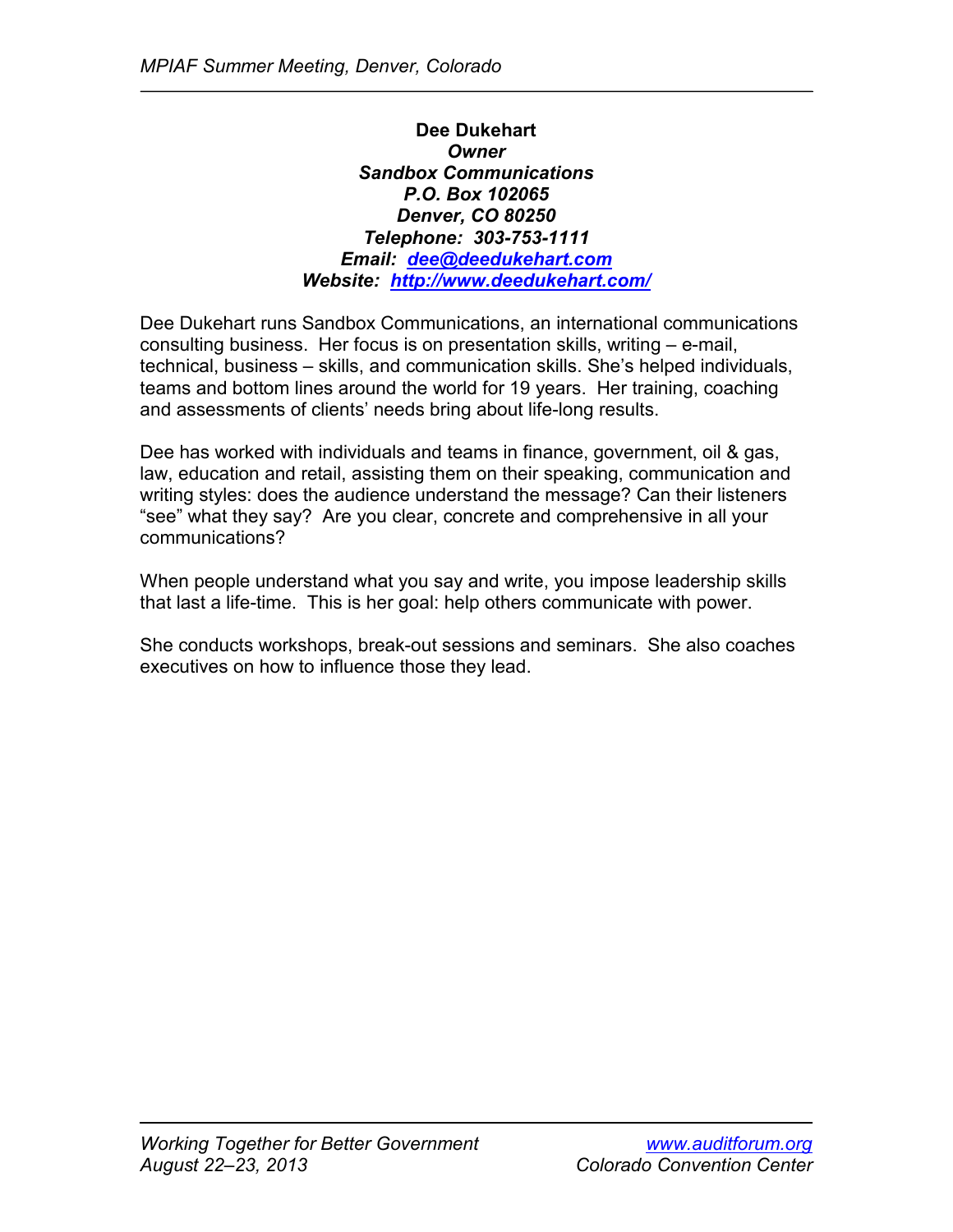**Dee Dukehart**
***Owner***
***Sandbox Communications***
***P.O. Box 102065***
***Denver, CO 80250***
***Telephone: 303-753-1111***
***Email: dee@deedukehart.com***
***Website: http://www.deedukehart.com/***

Dee Dukehart runs Sandbox Communications, an international communications consulting business. Her focus is on presentation skills, writing – e-mail, technical, business – skills, and communication skills. She's helped individuals, teams and bottom lines around the world for 19 years. Her training, coaching and assessments of clients' needs bring about life-long results.

Dee has worked with individuals and teams in finance, government, oil & gas, law, education and retail, assisting them on their speaking, communication and writing styles: does the audience understand the message? Can their listeners "see" what they say? Are you clear, concrete and comprehensive in all your communications?

When people understand what you say and write, you impose leadership skills that last a life-time. This is her goal: help others communicate with power.

She conducts workshops, break-out sessions and seminars. She also coaches executives on how to influence those they lead.